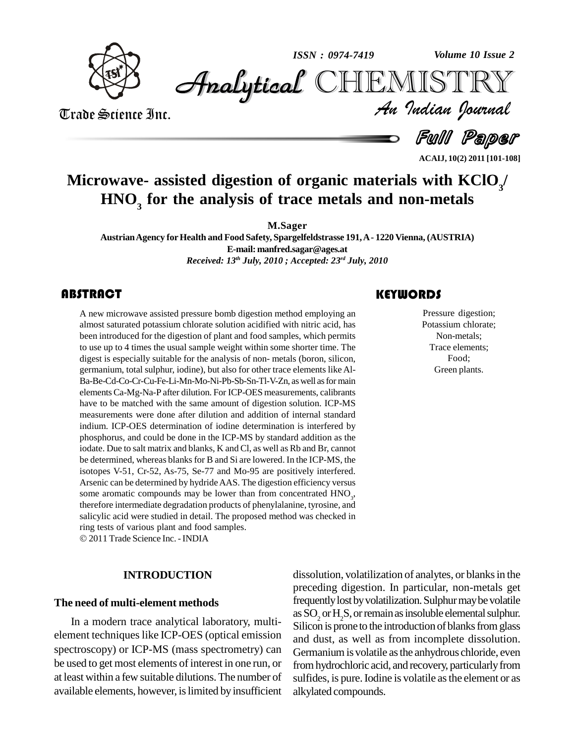# Microwave- assisted digestion of organic materials with $KClO_3$/ $HNO_3$ for the analysis of trace metals and non-metals

**M.Sager**

**Austrian Agency for Health and Food Safety, Spargelfeldstrasse 191, A - 1220 Vienna, (AUSTRIA)**

**E-mail: manfred.sagar@ages.at**

*Received: 13th July, 2010 ; Accepted: 23rd July, 2010*

## ABSTRACT

A new microwave assisted pressure bomb digestion method employing an almost saturated potassium chlorate solution acidified with nitric acid, has been introduced for the digestion of plant and food samples, which permits to use up to 4 times the usual sample weight within some shorter time. The digest is especially suitable for the analysis of non- metals (boron, silicon, germanium, total sulphur, iodine), but also for other trace elements like Al-Ba-Be-Cd-Co-Cr-Cu-Fe-Li-Mn-Mo-Ni-Pb-Sb-Sn-Tl-V-Zn, as well as for main elements Ca-Mg-Na-P after dilution. For ICP-OES measurements, calibrants have to be matched with the same amount of digestion solution. ICP-MS measurements were done after dilution and addition of internal standard indium. ICP-OES determination of iodine determination is interfered by phosphorus, and could be done in the ICP-MS by standard addition as the iodate. Due to salt matrix and blanks, K and Cl, as well as Rb and Br, cannot be determined, whereas blanks for B and Si are lowered. In the ICP-MS, the isotopes V-51, Cr-52, As-75, Se-77 and Mo-95 are positively interfered. Arsenic can be determined by hydride AAS. The digestion efficiency versus some aromatic compounds may be lower than from concentrated $HNO_3$, therefore intermediate degradation products of phenylalanine, tyrosine, and salicylic acid were studied in detail. The proposed method was checked in ring tests of various plant and food samples.

© 2011 Trade Science Inc. - INDIA

## KEYWORDS

Pressure digestion;
Potassium chlorate;
Non-metals;
Trace elements;
Food;
Green plants.

## INTRODUCTION

### The need of multi-element methods

In a modern trace analytical laboratory, multi-element techniques like ICP-OES (optical emission spectroscopy) or ICP-MS (mass spectrometry) can be used to get most elements of interest in one run, or at least within a few suitable dilutions. The number of available elements, however, is limited by insufficient dissolution, volatilization of analytes, or blanks in the preceding digestion. In particular, non-metals get frequently lost by volatilization. Sulphur may be volatile as $SO_2$ or $H_2S$, or remain as insoluble elemental sulphur. Silicon is prone to the introduction of blanks from glass and dust, as well as from incomplete dissolution. Germanium is volatile as the anhydrous chloride, even from hydrochloric acid, and recovery, particularly from sulfides, is pure. Iodine is volatile as the element or as alkylated compounds.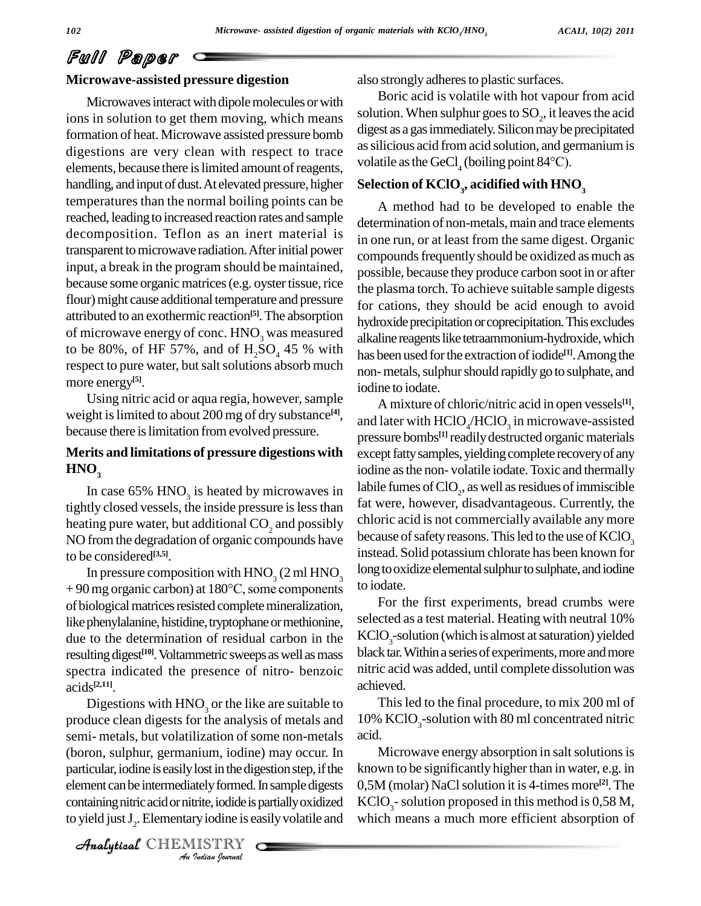## Microwave-assisted pressure digestion

Microwaves interact with dipole molecules or with ions in solution to get them moving, which means formation of heat. Microwave assisted pressure bomb digestions are very clean with respect to trace elements, because there is limited amount of reagents, handling, and input of dust. At elevated pressure, higher temperatures than the normal boiling points can be reached, leading to increased reaction rates and sample decomposition. Teflon as an inert material is transparent to microwave radiation. After initial power input, a break in the program should be maintained, because some organic matrices (e.g. oyster tissue, rice flour) might cause additional temperature and pressure attributed to an exothermic reaction[5]. The absorption of microwave energy of conc. $HNO_3$ was measured to be 80%, of HF 57%, and of $H_2SO_4$ 45 % with respect to pure water, but salt solutions absorb much more energy[5].

Using nitric acid or aqua regia, however, sample weight is limited to about 200 mg of dry substance[4], because there is limitation from evolved pressure.

## Merits and limitations of pressure digestions with $HNO_3$

In case 65% $HNO_3$ is heated by microwaves in tightly closed vessels, the inside pressure is less than heating pure water, but additional $CO_2$ and possibly NO from the degradation of organic compounds have to be considered[3,5].

In pressure composition with $HNO_3$ (2 ml $HNO_3$ + 90 mg organic carbon) at 180°C, some components of biological matrices resisted complete mineralization, like phenylalanine, histidine, tryptophane or methionine, due to the determination of residual carbon in the resulting digest[10]. Voltammetric sweeps as well as mass spectra indicated the presence of nitro- benzoic acids[2,11].

Digestions with $HNO_3$ or the like are suitable to produce clean digests for the analysis of metals and semi- metals, but volatilization of some non-metals (boron, sulphur, germanium, iodine) may occur. In particular, iodine is easily lost in the digestion step, if the element can be intermediately formed. In sample digests containing nitric acid or nitrite, iodide is partially oxidized to yield just $J_2$. Elementary iodine is easily volatile and also strongly adheres to plastic surfaces.

Boric acid is volatile with hot vapour from acid solution. When sulphur goes to $SO_2$, it leaves the acid digest as a gas immediately. Silicon may be precipitated as silicious acid from acid solution, and germanium is volatile as the $GeCl_4$ (boiling point 84°C).

## Selection of $KClO_3$, acidified with $HNO_3$

A method had to be developed to enable the determination of non-metals, main and trace elements in one run, or at least from the same digest. Organic compounds frequently should be oxidized as much as possible, because they produce carbon soot in or after the plasma torch. To achieve suitable sample digests for cations, they should be acid enough to avoid hydroxide precipitation or coprecipitation. This excludes alkaline reagents like tetraammonium-hydroxide, which has been used for the extraction of iodide[1]. Among the non- metals, sulphur should rapidly go to sulphate, and iodine to iodate.

A mixture of chloric/nitric acid in open vessels[1], and later with $HClO_4$/$HClO_3$ in microwave-assisted pressure bombs[1] readily destructed organic materials except fatty samples, yielding complete recovery of any iodine as the non- volatile iodate. Toxic and thermally labile fumes of $ClO_2$, as well as residues of immiscible fat were, however, disadvantageous. Currently, the chloric acid is not commercially available any more because of safety reasons. This led to the use of $KClO_3$ instead. Solid potassium chlorate has been known for long to oxidize elemental sulphur to sulphate, and iodine to iodate.

For the first experiments, bread crumbs were selected as a test material. Heating with neutral 10% $KClO_3$-solution (which is almost at saturation) yielded black tar. Within a series of experiments, more and more nitric acid was added, until complete dissolution was achieved.

This led to the final procedure, to mix 200 ml of 10% $KClO_3$-solution with 80 ml concentrated nitric acid.

Microwave energy absorption in salt solutions is known to be significantly higher than in water, e.g. in 0,5M (molar) NaCl solution it is 4-times more[2]. The $KClO_3$- solution proposed in this method is 0,58 M, which means a much more efficient absorption of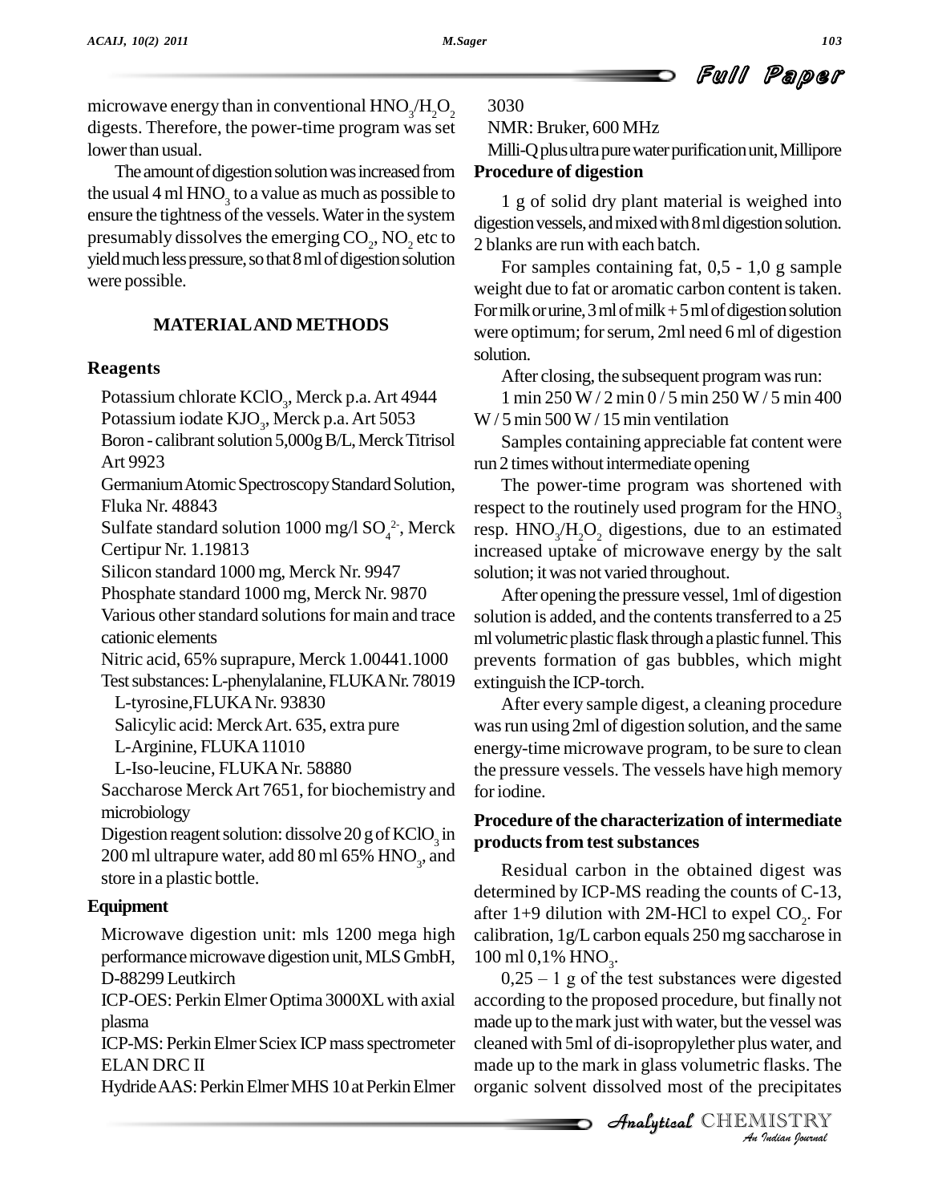microwave energy than in conventional $HNO_3/H_2O_2$ digests. Therefore, the power-time program was set lower than usual.

The amount of digestion solution was increased from the usual 4 ml $HNO_3$ to a value as much as possible to ensure the tightness of the vessels. Water in the system presumably dissolves the emerging $CO_2$, $NO_2$ etc to yield much less pressure, so that 8 ml of digestion solution were possible.

## MATERIAL AND METHODS

### Reagents

Potassium chlorate $KClO_3$, Merck p.a. Art 4944

Potassium iodate $KJO_3$, Merck p.a. Art 5053

Boron - calibrant solution 5,000g B/L, Merck Titrisol Art 9923

Germanium Atomic Spectroscopy Standard Solution, Fluka Nr. 48843

Sulfate standard solution 1000 mg/l $SO_4^{2-}$, Merck Certipur Nr. 1.19813

Silicon standard 1000 mg, Merck Nr. 9947

Phosphate standard 1000 mg, Merck Nr. 9870

Various other standard solutions for main and trace cationic elements

Nitric acid, 65% suprapure, Merck 1.00441.1000

Test substances: L-phenylalanine, FLUKA Nr. 78019

L-tyrosine, FLUKA Nr. 93830

Salicylic acid: Merck Art. 635, extra pure

L-Arginine, FLUKA 11010

L-Iso-leucine, FLUKA Nr. 58880

Saccharose Merck Art 7651, for biochemistry and microbiology

Digestion reagent solution: dissolve 20 g of $KClO_3$ in 200 ml ultrapure water, add 80 ml 65% $HNO_3$, and store in a plastic bottle.

### Equipment

Microwave digestion unit: mls 1200 mega high performance microwave digestion unit, MLS GmbH, D-88299 Leutkirch

ICP-OES: Perkin Elmer Optima 3000XL with axial plasma

ICP-MS: Perkin Elmer Sciex ICP mass spectrometer ELAN DRC II

Hydride AAS: Perkin Elmer MHS 10 at Perkin Elmer 3030

NMR: Bruker, 600 MHz

Milli-Q plus ultra pure water purification unit, Millipore

### Procedure of digestion

1 g of solid dry plant material is weighed into digestion vessels, and mixed with 8 ml digestion solution. 2 blanks are run with each batch.

For samples containing fat, 0,5 - 1,0 g sample weight due to fat or aromatic carbon content is taken. For milk or urine, 3 ml of milk + 5 ml of digestion solution were optimum; for serum, 2ml need 6 ml of digestion solution.

After closing, the subsequent program was run:

1 min 250 W / 2 min 0 / 5 min 250 W / 5 min 400 W / 5 min 500 W / 15 min ventilation

Samples containing appreciable fat content were run 2 times without intermediate opening

The power-time program was shortened with respect to the routinely used program for the $HNO_3$ resp. $HNO_3/H_2O_2$ digestions, due to an estimated increased uptake of microwave energy by the salt solution; it was not varied throughout.

After opening the pressure vessel, 1ml of digestion solution is added, and the contents transferred to a 25 ml volumetric plastic flask through a plastic funnel. This prevents formation of gas bubbles, which might extinguish the ICP-torch.

After every sample digest, a cleaning procedure was run using 2ml of digestion solution, and the same energy-time microwave program, to be sure to clean the pressure vessels. The vessels have high memory for iodine.

### Procedure of the characterization of intermediate products from test substances

Residual carbon in the obtained digest was determined by ICP-MS reading the counts of C-13, after 1+9 dilution with 2M-HCl to expel $CO_2$. For calibration, 1g/L carbon equals 250 mg saccharose in 100 ml 0,1% $HNO_3$.

0,25 – 1 g of the test substances were digested according to the proposed procedure, but finally not made up to the mark just with water, but the vessel was cleaned with 5ml of di-isopropylether plus water, and made up to the mark in glass volumetric flasks. The organic solvent dissolved most of the precipitates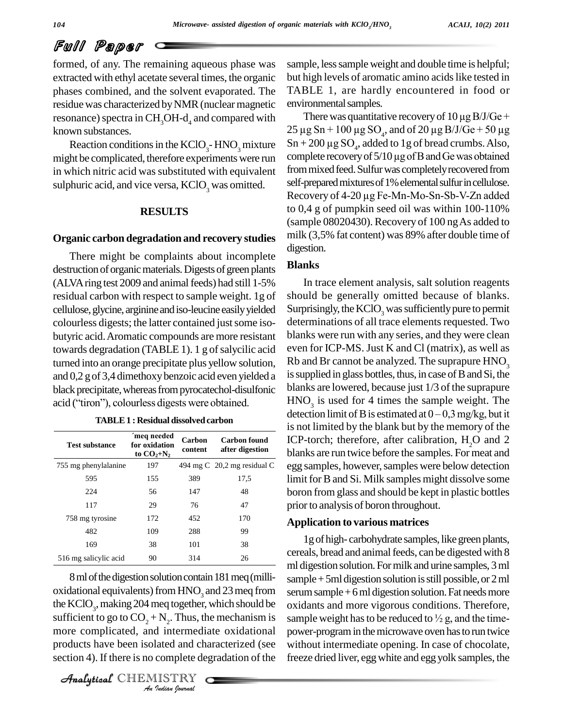formed, of any. The remaining aqueous phase was extracted with ethyl acetate several times, the organic phases combined, and the solvent evaporated. The residue was characterized by NMR (nuclear magnetic resonance) spectra in $CH_3OH$-$d_4$ and compared with known substances.

Reaction conditions in the $KClO_3$- $HNO_3$ mixture might be complicated, therefore experiments were run in which nitric acid was substituted with equivalent sulphuric acid, and vice versa, $KClO_3$ was omitted.

## RESULTS

### Organic carbon degradation and recovery studies

There might be complaints about incomplete destruction of organic materials. Digests of green plants (ALVA ring test 2009 and animal feeds) had still 1-5% residual carbon with respect to sample weight. 1g of cellulose, glycine, arginine and iso-leucine easily yielded colourless digests; the latter contained just some iso-butyric acid. Aromatic compounds are more resistant towards degradation (TABLE 1). 1 g of salycilic acid turned into an orange precipitate plus yellow solution, and 0,2 g of 3,4 dimethoxy benzoic acid even yielded a black precipitate, whereas from pyrocatechol-disulfonic acid ("tiron"), colourless digests were obtained.

**TABLE 1 : Residual dissolved carbon**

| Test substance | ´meq needed for oxidation to $CO_2$+$N_2$ | Carbon content | Carbon found after digestion |
|---|---|---|---|
| 755 mg phenylalanine | 197 | 494 mg C | 20,2 mg residual C |
| 595 | 155 | 389 | 17,5 |
| 224 | 56 | 147 | 48 |
| 117 | 29 | 76 | 47 |
| 758 mg tyrosine | 172 | 452 | 170 |
| 482 | 109 | 288 | 99 |
| 169 | 38 | 101 | 38 |
| 516 mg salicylic acid | 90 | 314 | 26 |

8 ml of the digestion solution contain 181 meq (milli-oxidational equivalents) from $HNO_3$ and 23 meq from the $KClO_3$, making 204 meq together, which should be sufficient to go to $CO_2$ + $N_2$. Thus, the mechanism is more complicated, and intermediate oxidational products have been isolated and characterized (see section 4). If there is no complete degradation of the sample, less sample weight and double time is helpful; but high levels of aromatic amino acids like tested in TABLE 1, are hardly encountered in food or environmental samples.

There was quantitative recovery of 10 µg B/J/Ge + 25 µg Sn + 100 µg $SO_4$, and of 20 µg B/J/Ge + 50 µg Sn + 200 µg $SO_4$, added to 1g of bread crumbs. Also, complete recovery of 5/10 µg of B and Ge was obtained from mixed feed. Sulfur was completely recovered from self-prepared mixtures of 1% elemental sulfur in cellulose. Recovery of 4-20 µg Fe-Mn-Mo-Sn-Sb-V-Zn added to 0,4 g of pumpkin seed oil was within 100-110% (sample 08020430). Recovery of 100 ng As added to milk (3,5% fat content) was 89% after double time of digestion.

### Blanks

In trace element analysis, salt solution reagents should be generally omitted because of blanks. Surprisingly, the $KClO_3$ was sufficiently pure to permit determinations of all trace elements requested. Two blanks were run with any series, and they were clean even for ICP-MS. Just K and Cl (matrix), as well as Rb and Br cannot be analyzed. The suprapure $HNO_3$ is supplied in glass bottles, thus, in case of B and Si, the blanks are lowered, because just 1/3 of the suprapure $HNO_3$ is used for 4 times the sample weight. The detection limit of B is estimated at 0 – 0,3 mg/kg, but it is not limited by the blank but by the memory of the ICP-torch; therefore, after calibration, $H_2O$ and 2 blanks are run twice before the samples. For meat and egg samples, however, samples were below detection limit for B and Si. Milk samples might dissolve some boron from glass and should be kept in plastic bottles prior to analysis of boron throughout.

### Application to various matrices

1g of high- carbohydrate samples, like green plants, cereals, bread and animal feeds, can be digested with 8 ml digestion solution. For milk and urine samples, 3 ml sample + 5ml digestion solution is still possible, or 2 ml serum sample + 6 ml digestion solution. Fat needs more oxidants and more vigorous conditions. Therefore, sample weight has to be reduced to ½ g, and the time-power-program in the microwave oven has to run twice without intermediate opening. In case of chocolate, freeze dried liver, egg white and egg yolk samples, the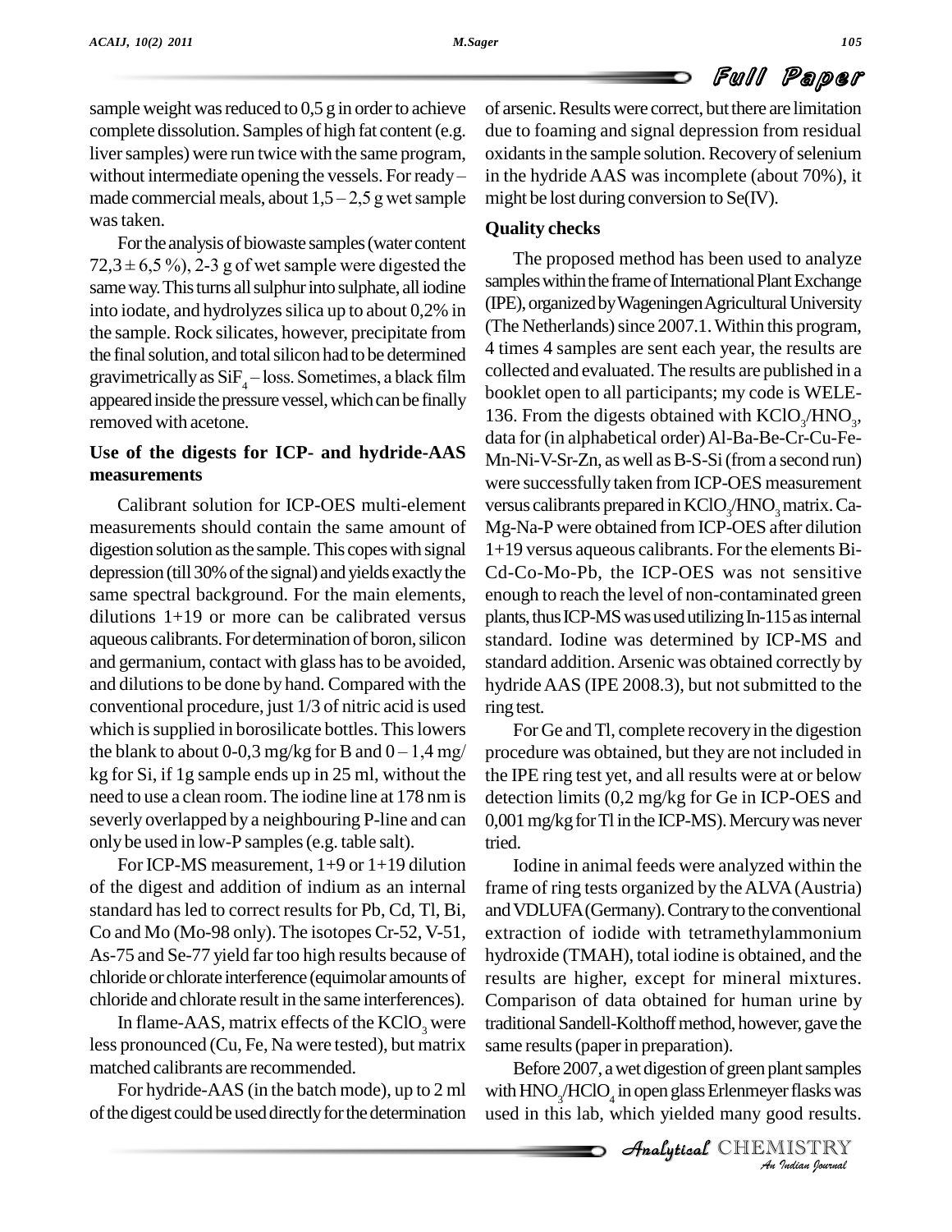sample weight was reduced to 0,5 g in order to achieve complete dissolution. Samples of high fat content (e.g. liver samples) were run twice with the same program, without intermediate opening the vessels. For ready – made commercial meals, about 1,5 – 2,5 g wet sample was taken.

For the analysis of biowaste samples (water content 72,3 ± 6,5 %), 2-3 g of wet sample were digested the same way. This turns all sulphur into sulphate, all iodine into iodate, and hydrolyzes silica up to about 0,2% in the sample. Rock silicates, however, precipitate from the final solution, and total silicon had to be determined gravimetrically as $SiF_4$ – loss. Sometimes, a black film appeared inside the pressure vessel, which can be finally removed with acetone.

## Use of the digests for ICP- and hydride-AAS measurements

Calibrant solution for ICP-OES multi-element measurements should contain the same amount of digestion solution as the sample. This copes with signal depression (till 30% of the signal) and yields exactly the same spectral background. For the main elements, dilutions 1+19 or more can be calibrated versus aqueous calibrants. For determination of boron, silicon and germanium, contact with glass has to be avoided, and dilutions to be done by hand. Compared with the conventional procedure, just 1/3 of nitric acid is used which is supplied in borosilicate bottles. This lowers the blank to about 0-0,3 mg/kg for B and 0 – 1,4 mg/kg for Si, if 1g sample ends up in 25 ml, without the need to use a clean room. The iodine line at 178 nm is severly overlapped by a neighbouring P-line and can only be used in low-P samples (e.g. table salt).

For ICP-MS measurement, 1+9 or 1+19 dilution of the digest and addition of indium as an internal standard has led to correct results for Pb, Cd, Tl, Bi, Co and Mo (Mo-98 only). The isotopes Cr-52, V-51, As-75 and Se-77 yield far too high results because of chloride or chlorate interference (equimolar amounts of chloride and chlorate result in the same interferences).

In flame-AAS, matrix effects of the $KClO_3$ were less pronounced (Cu, Fe, Na were tested), but matrix matched calibrants are recommended.

For hydride-AAS (in the batch mode), up to 2 ml of the digest could be used directly for the determination of arsenic. Results were correct, but there are limitation due to foaming and signal depression from residual oxidants in the sample solution. Recovery of selenium in the hydride AAS was incomplete (about 70%), it might be lost during conversion to Se(IV).

## Quality checks

The proposed method has been used to analyze samples within the frame of International Plant Exchange (IPE), organized by Wageningen Agricultural University (The Netherlands) since 2007.1. Within this program, 4 times 4 samples are sent each year, the results are collected and evaluated. The results are published in a booklet open to all participants; my code is WELE-136. From the digests obtained with $KClO_3/HNO_3$, data for (in alphabetical order) Al-Ba-Be-Cr-Cu-Fe-Mn-Ni-V-Sr-Zn, as well as B-S-Si (from a second run) were successfully taken from ICP-OES measurement versus calibrants prepared in $KClO_3/HNO_3$ matrix. Ca-Mg-Na-P were obtained from ICP-OES after dilution 1+19 versus aqueous calibrants. For the elements Bi-Cd-Co-Mo-Pb, the ICP-OES was not sensitive enough to reach the level of non-contaminated green plants, thus ICP-MS was used utilizing In-115 as internal standard. Iodine was determined by ICP-MS and standard addition. Arsenic was obtained correctly by hydride AAS (IPE 2008.3), but not submitted to the ring test.

For Ge and Tl, complete recovery in the digestion procedure was obtained, but they are not included in the IPE ring test yet, and all results were at or below detection limits (0,2 mg/kg for Ge in ICP-OES and 0,001 mg/kg for Tl in the ICP-MS). Mercury was never tried.

Iodine in animal feeds were analyzed within the frame of ring tests organized by the ALVA (Austria) and VDLUFA (Germany). Contrary to the conventional extraction of iodide with tetramethylammonium hydroxide (TMAH), total iodine is obtained, and the results are higher, except for mineral mixtures. Comparison of data obtained for human urine by traditional Sandell-Kolthoff method, however, gave the same results (paper in preparation).

Before 2007, a wet digestion of green plant samples with $HNO_3/HClO_4$ in open glass Erlenmeyer flasks was used in this lab, which yielded many good results.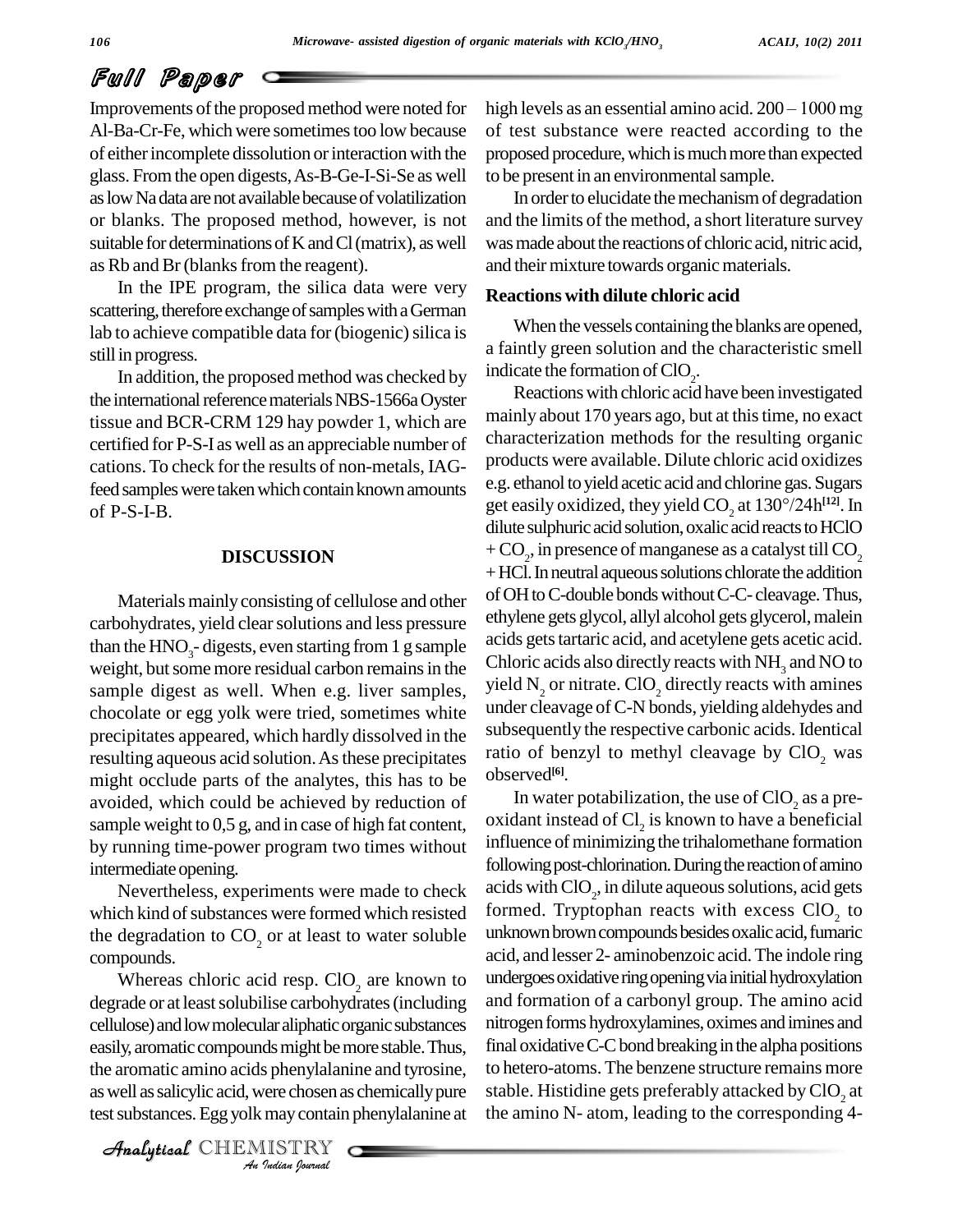Improvements of the proposed method were noted for Al-Ba-Cr-Fe, which were sometimes too low because of either incomplete dissolution or interaction with the glass. From the open digests, As-B-Ge-I-Si-Se as well as low Na data are not available because of volatilization or blanks. The proposed method, however, is not suitable for determinations of K and Cl (matrix), as well as Rb and Br (blanks from the reagent).

In the IPE program, the silica data were very scattering, therefore exchange of samples with a German lab to achieve compatible data for (biogenic) silica is still in progress.

In addition, the proposed method was checked by the international reference materials NBS-1566a Oyster tissue and BCR-CRM 129 hay powder 1, which are certified for P-S-I as well as an appreciable number of cations. To check for the results of non-metals, IAG-feed samples were taken which contain known amounts of P-S-I-B.

## DISCUSSION

Materials mainly consisting of cellulose and other carbohydrates, yield clear solutions and less pressure than the $HNO_3$- digests, even starting from 1 g sample weight, but some more residual carbon remains in the sample digest as well. When e.g. liver samples, chocolate or egg yolk were tried, sometimes white precipitates appeared, which hardly dissolved in the resulting aqueous acid solution. As these precipitates might occlude parts of the analytes, this has to be avoided, which could be achieved by reduction of sample weight to 0,5 g, and in case of high fat content, by running time-power program two times without intermediate opening.

Nevertheless, experiments were made to check which kind of substances were formed which resisted the degradation to $CO_2$ or at least to water soluble compounds.

Whereas chloric acid resp. $ClO_2$ are known to degrade or at least solubilise carbohydrates (including cellulose) and low molecular aliphatic organic substances easily, aromatic compounds might be more stable. Thus, the aromatic amino acids phenylalanine and tyrosine, as well as salicylic acid, were chosen as chemically pure test substances. Egg yolk may contain phenylalanine at high levels as an essential amino acid. 200 – 1000 mg of test substance were reacted according to the proposed procedure, which is much more than expected to be present in an environmental sample.

In order to elucidate the mechanism of degradation and the limits of the method, a short literature survey was made about the reactions of chloric acid, nitric acid, and their mixture towards organic materials.

### Reactions with dilute chloric acid

When the vessels containing the blanks are opened, a faintly green solution and the characteristic smell indicate the formation of $ClO_2$.

Reactions with chloric acid have been investigated mainly about 170 years ago, but at this time, no exact characterization methods for the resulting organic products were available. Dilute chloric acid oxidizes e.g. ethanol to yield acetic acid and chlorine gas. Sugars get easily oxidized, they yield $CO_2$ at 130°/24h[12]. In dilute sulphuric acid solution, oxalic acid reacts to HClO + $CO_2$, in presence of manganese as a catalyst till $CO_2$ + HCl. In neutral aqueous solutions chlorate the addition of OH to C-double bonds without C-C- cleavage. Thus, ethylene gets glycol, allyl alcohol gets glycerol, malein acids gets tartaric acid, and acetylene gets acetic acid. Chloric acids also directly reacts with $NH_3$ and NO to yield $N_2$ or nitrate. $ClO_2$ directly reacts with amines under cleavage of C-N bonds, yielding aldehydes and subsequently the respective carbonic acids. Identical ratio of benzyl to methyl cleavage by $ClO_2$ was observed[6].

In water potabilization, the use of $ClO_2$ as a pre-oxidant instead of $Cl_2$ is known to have a beneficial influence of minimizing the trihalomethane formation following post-chlorination. During the reaction of amino acids with $ClO_2$, in dilute aqueous solutions, acid gets formed. Tryptophan reacts with excess $ClO_2$ to unknown brown compounds besides oxalic acid, fumaric acid, and lesser 2- aminobenzoic acid. The indole ring undergoes oxidative ring opening via initial hydroxylation and formation of a carbonyl group. The amino acid nitrogen forms hydroxylamines, oximes and imines and final oxidative C-C bond breaking in the alpha positions to hetero-atoms. The benzene structure remains more stable. Histidine gets preferably attacked by $ClO_2$ at the amino N- atom, leading to the corresponding 4-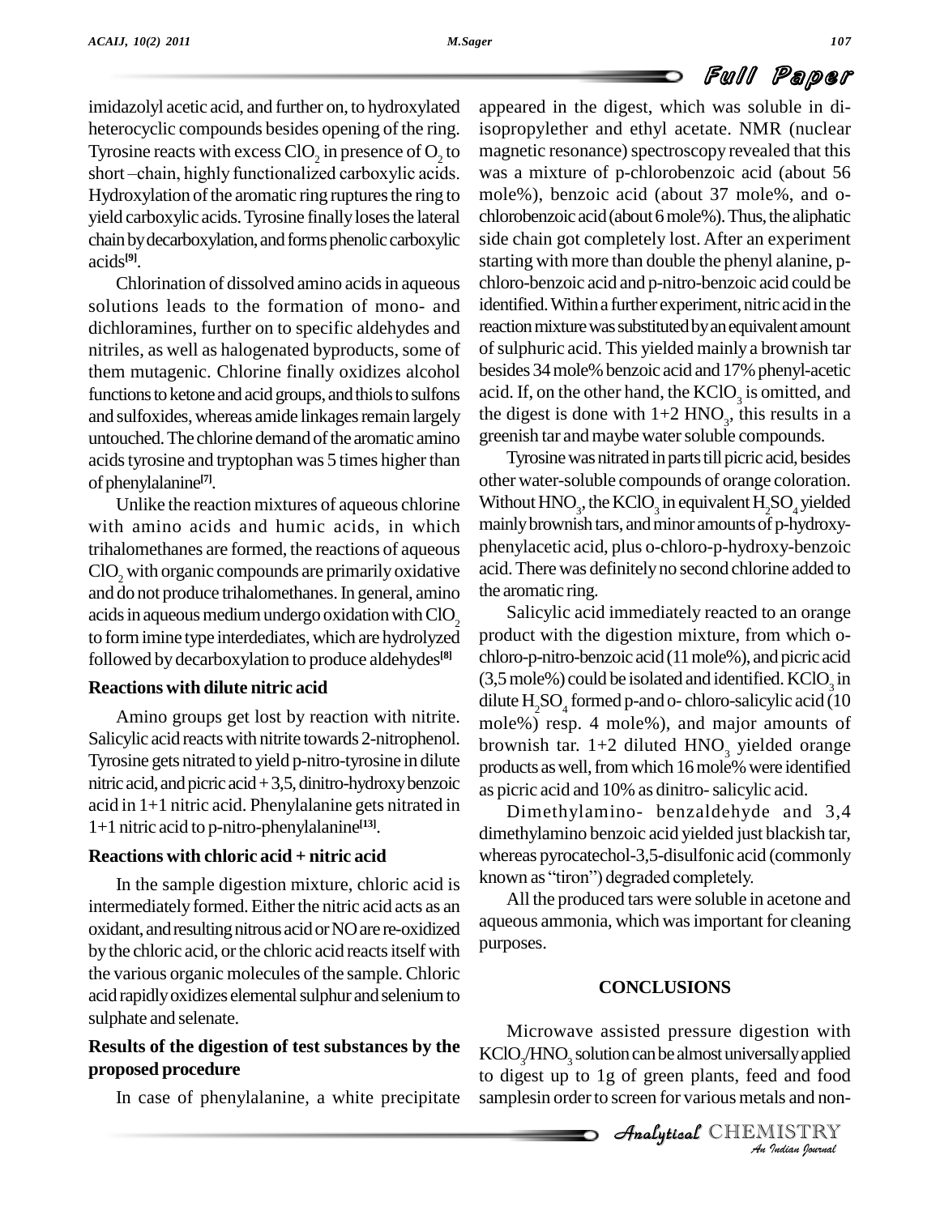imidazolyl acetic acid, and further on, to hydroxylated heterocyclic compounds besides opening of the ring. Tyrosine reacts with excess $ClO_2$ in presence of $O_2$ to short –chain, highly functionalized carboxylic acids. Hydroxylation of the aromatic ring ruptures the ring to yield carboxylic acids. Tyrosine finally loses the lateral chain by decarboxylation, and forms phenolic carboxylic acids[9].

Chlorination of dissolved amino acids in aqueous solutions leads to the formation of mono- and dichloramines, further on to specific aldehydes and nitriles, as well as halogenated byproducts, some of them mutagenic. Chlorine finally oxidizes alcohol functions to ketone and acid groups, and thiols to sulfons and sulfoxides, whereas amide linkages remain largely untouched. The chlorine demand of the aromatic amino acids tyrosine and tryptophan was 5 times higher than of phenylalanine[7].

Unlike the reaction mixtures of aqueous chlorine with amino acids and humic acids, in which trihalomethanes are formed, the reactions of aqueous $ClO_2$ with organic compounds are primarily oxidative and do not produce trihalomethanes. In general, amino acids in aqueous medium undergo oxidation with $ClO_2$ to form imine type interdediates, which are hydrolyzed followed by decarboxylation to produce aldehydes[8]

**Reactions with dilute nitric acid**

Amino groups get lost by reaction with nitrite. Salicylic acid reacts with nitrite towards 2-nitrophenol. Tyrosine gets nitrated to yield p-nitro-tyrosine in dilute nitric acid, and picric acid + 3,5, dinitro-hydroxy benzoic acid in 1+1 nitric acid. Phenylalanine gets nitrated in 1+1 nitric acid to p-nitro-phenylalanine[13].

**Reactions with chloric acid + nitric acid**

In the sample digestion mixture, chloric acid is intermediately formed. Either the nitric acid acts as an oxidant, and resulting nitrous acid or NO are re-oxidized by the chloric acid, or the chloric acid reacts itself with the various organic molecules of the sample. Chloric acid rapidly oxidizes elemental sulphur and selenium to sulphate and selenate.

**Results of the digestion of test substances by the proposed procedure**

In case of phenylalanine, a white precipitate appeared in the digest, which was soluble in di-isopropylether and ethyl acetate. NMR (nuclear magnetic resonance) spectroscopy revealed that this was a mixture of p-chlorobenzoic acid (about 56 mole%), benzoic acid (about 37 mole%, and o-chlorobenzoic acid (about 6 mole%). Thus, the aliphatic side chain got completely lost. After an experiment starting with more than double the phenyl alanine, p-chloro-benzoic acid and p-nitro-benzoic acid could be identified. Within a further experiment, nitric acid in the reaction mixture was substituted by an equivalent amount of sulphuric acid. This yielded mainly a brownish tar besides 34 mole% benzoic acid and 17% phenyl-acetic acid. If, on the other hand, the $KClO_3$ is omitted, and the digest is done with 1+2 $HNO_3$, this results in a greenish tar and maybe water soluble compounds.

Tyrosine was nitrated in parts till picric acid, besides other water-soluble compounds of orange coloration. Without $HNO_3$, the $KClO_3$ in equivalent $H_2SO_4$ yielded mainly brownish tars, and minor amounts of p-hydroxy-phenylacetic acid, plus o-chloro-p-hydroxy-benzoic acid. There was definitely no second chlorine added to the aromatic ring.

Salicylic acid immediately reacted to an orange product with the digestion mixture, from which o-chloro-p-nitro-benzoic acid (11 mole%), and picric acid (3,5 mole%) could be isolated and identified. $KClO_3$ in dilute $H_2SO_4$ formed p-and o- chloro-salicylic acid (10 mole%) resp. 4 mole%), and major amounts of brownish tar. 1+2 diluted $HNO_3$ yielded orange products as well, from which 16 mole% were identified as picric acid and 10% as dinitro- salicylic acid.

Dimethylamino- benzaldehyde and 3,4 dimethylamino benzoic acid yielded just blackish tar, whereas pyrocatechol-3,5-disulfonic acid (commonly known as "tiron") degraded completely.

All the produced tars were soluble in acetone and aqueous ammonia, which was important for cleaning purposes.

## CONCLUSIONS

Microwave assisted pressure digestion with $KClO_3/HNO_3$ solution can be almost universally applied to digest up to 1g of green plants, feed and food samplesin order to screen for various metals and non-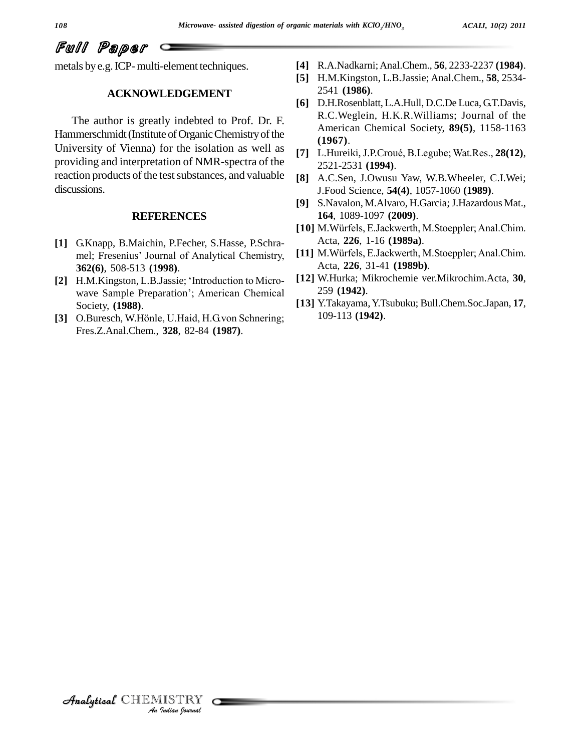metals by e.g. ICP- multi-element techniques.

## ACKNOWLEDGEMENT

The author is greatly indebted to Prof. Dr. F. Hammerschmidt (Institute of Organic Chemistry of the University of Vienna) for the isolation as well as providing and interpretation of NMR-spectra of the reaction products of the test substances, and valuable discussions.

## REFERENCES

**[1]** G.Knapp, B.Maichin, P.Fecher, S.Hasse, P.Schramel; Fresenius' Journal of Analytical Chemistry, **362(6)**, 508-513 **(1998)**.

**[2]** H.M.Kingston, L.B.Jassie; 'Introduction to Microwave Sample Preparation'; American Chemical Society, **(1988)**.

**[3]** O.Buresch, W.Hönle, U.Haid, H.G.von Schnering; Fres.Z.Anal.Chem., **328**, 82-84 **(1987)**.

**[4]** R.A.Nadkarni; Anal.Chem., **56**, 2233-2237 **(1984)**.

**[5]** H.M.Kingston, L.B.Jassie; Anal.Chem., **58**, 2534-2541 **(1986)**.

**[6]** D.H.Rosenblatt, L.A.Hull, D.C.De Luca, G.T.Davis, R.C.Weglein, H.K.R.Williams; Journal of the American Chemical Society, **89(5)**, 1158-1163 **(1967)**.

**[7]** L.Hureiki, J.P.Croué, B.Legube; Wat.Res., **28(12)**, 2521-2531 **(1994)**.

**[8]** A.C.Sen, J.Owusu Yaw, W.B.Wheeler, C.I.Wei; J.Food Science, **54(4)**, 1057-1060 **(1989)**.

**[9]** S.Navalon, M.Alvaro, H.Garcia; J.Hazardous Mat., **164**, 1089-1097 **(2009)**.

**[10]** M.Würfels, E.Jackwerth, M.Stoeppler; Anal.Chim. Acta, **226**, 1-16 **(1989a)**.

**[11]** M.Würfels, E.Jackwerth, M.Stoeppler; Anal.Chim. Acta, **226**, 31-41 **(1989b)**.

**[12]** W.Hurka; Mikrochemie ver.Mikrochim.Acta, **30**, 259 **(1942)**.

**[13]** Y.Takayama, Y.Tsubuku; Bull.Chem.Soc.Japan, **17**, 109-113 **(1942)**.